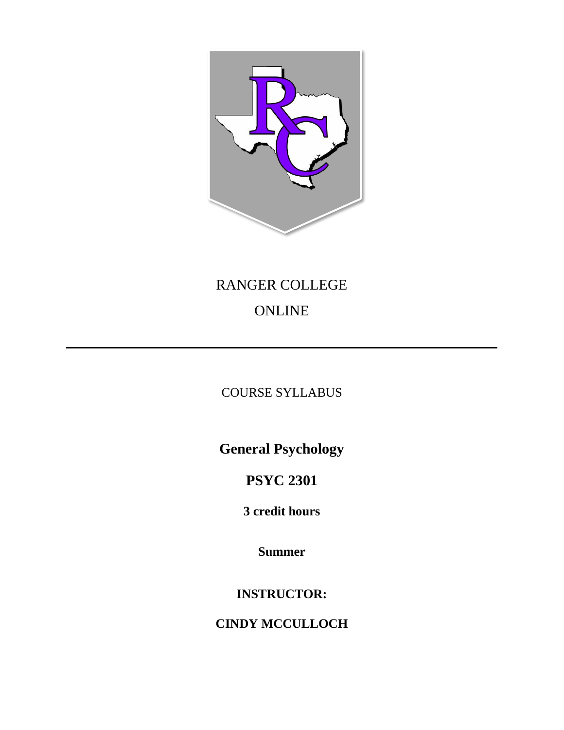RANGER COLLEGE

ONLINE

---

COURSE SYLLABUS

# General Psychology

## PSYC 2301

**3 credit hours**

**Summer**

**INSTRUCTOR:**

**CINDY MCCULLOCH**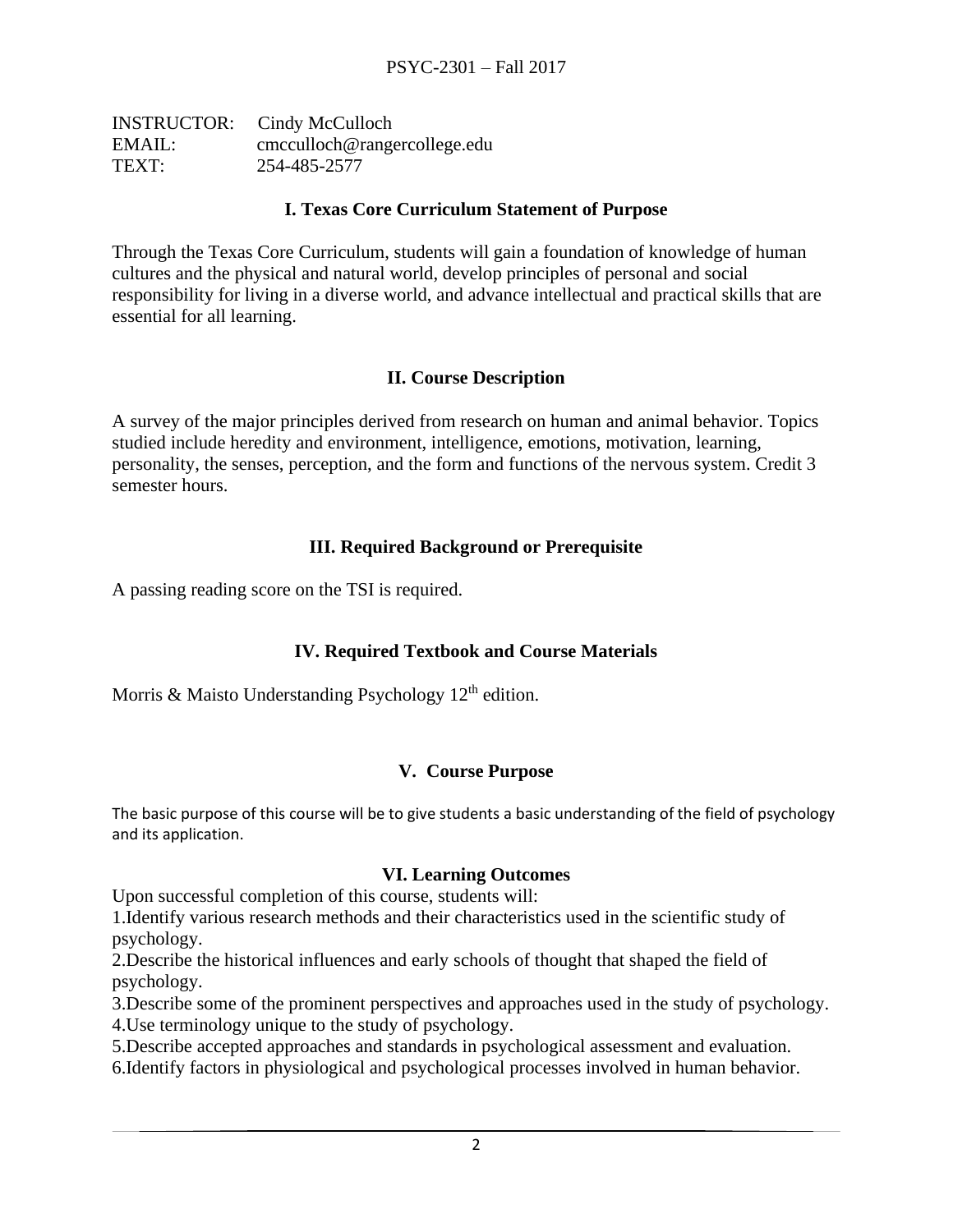INSTRUCTOR: Cindy McCulloch
EMAIL: cmcculloch@rangercollege.edu
TEXT: 254-485-2577

## I. Texas Core Curriculum Statement of Purpose

Through the Texas Core Curriculum, students will gain a foundation of knowledge of human cultures and the physical and natural world, develop principles of personal and social responsibility for living in a diverse world, and advance intellectual and practical skills that are essential for all learning.

## II. Course Description

A survey of the major principles derived from research on human and animal behavior. Topics studied include heredity and environment, intelligence, emotions, motivation, learning, personality, the senses, perception, and the form and functions of the nervous system. Credit 3 semester hours.

## III. Required Background or Prerequisite

A passing reading score on the TSI is required.

## IV. Required Textbook and Course Materials

Morris & Maisto Understanding Psychology 12th edition.

## V. Course Purpose

The basic purpose of this course will be to give students a basic understanding of the field of psychology and its application.

## VI. Learning Outcomes

Upon successful completion of this course, students will:

1. Identify various research methods and their characteristics used in the scientific study of psychology.
2. Describe the historical influences and early schools of thought that shaped the field of psychology.
3. Describe some of the prominent perspectives and approaches used in the study of psychology.
4. Use terminology unique to the study of psychology.
5. Describe accepted approaches and standards in psychological assessment and evaluation.
6. Identify factors in physiological and psychological processes involved in human behavior.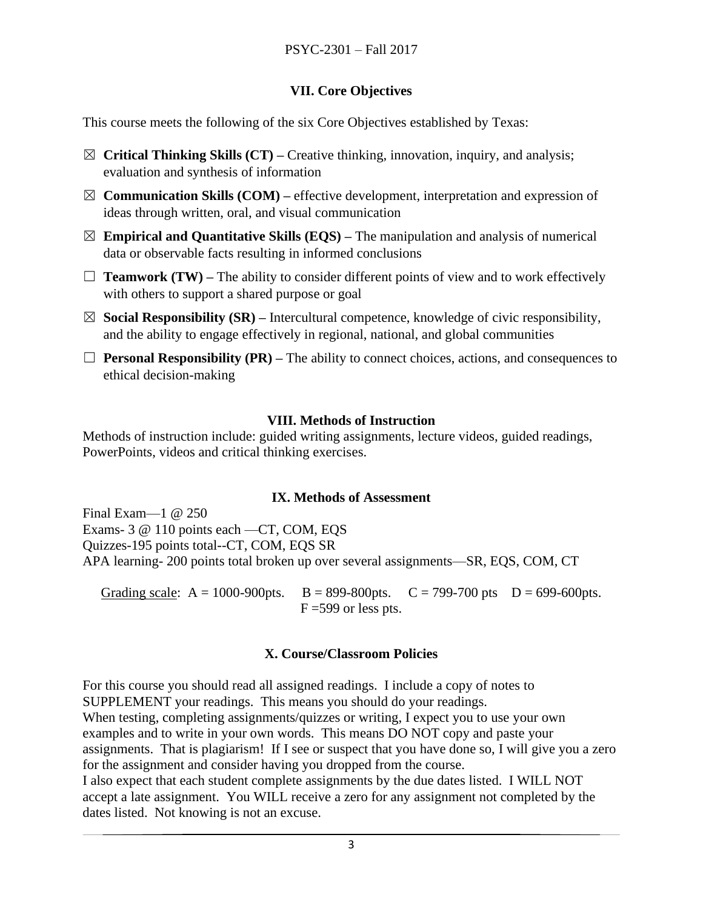## VII. Core Objectives

This course meets the following of the six Core Objectives established by Texas:

- ☒ **Critical Thinking Skills (CT) –** Creative thinking, innovation, inquiry, and analysis; evaluation and synthesis of information
- ☒ **Communication Skills (COM) –** effective development, interpretation and expression of ideas through written, oral, and visual communication
- ☒ **Empirical and Quantitative Skills (EQS) –** The manipulation and analysis of numerical data or observable facts resulting in informed conclusions
- ☐ **Teamwork (TW) –** The ability to consider different points of view and to work effectively with others to support a shared purpose or goal
- ☒ **Social Responsibility (SR) –** Intercultural competence, knowledge of civic responsibility, and the ability to engage effectively in regional, national, and global communities
- ☐ **Personal Responsibility (PR) –** The ability to connect choices, actions, and consequences to ethical decision-making

## VIII. Methods of Instruction

Methods of instruction include: guided writing assignments, lecture videos, guided readings, PowerPoints, videos and critical thinking exercises.

## IX. Methods of Assessment

Final Exam—1 @ 250
Exams- 3 @ 110 points each —CT, COM, EQS
Quizzes-195 points total--CT, COM, EQS SR
APA learning- 200 points total broken up over several assignments—SR, EQS, COM, CT

Grading scale: A = 1000-900pts. B = 899-800pts. C = 799-700 pts D = 699-600pts. F =599 or less pts.

## X. Course/Classroom Policies

For this course you should read all assigned readings. I include a copy of notes to SUPPLEMENT your readings. This means you should do your readings.
When testing, completing assignments/quizzes or writing, I expect you to use your own examples and to write in your own words. This means DO NOT copy and paste your assignments. That is plagiarism! If I see or suspect that you have done so, I will give you a zero for the assignment and consider having you dropped from the course.
I also expect that each student complete assignments by the due dates listed. I WILL NOT accept a late assignment. You WILL receive a zero for any assignment not completed by the dates listed. Not knowing is not an excuse.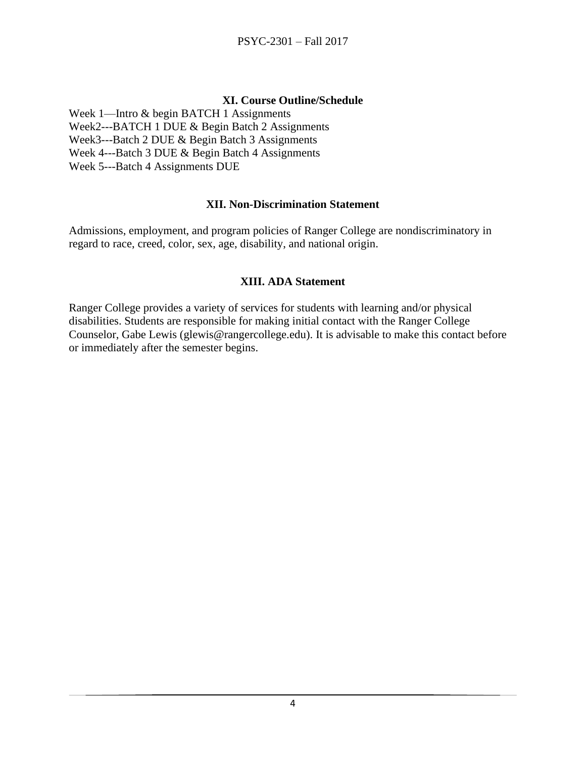## XI. Course Outline/Schedule

Week 1—Intro & begin BATCH 1 Assignments
Week2---BATCH 1 DUE & Begin Batch 2 Assignments
Week3---Batch 2 DUE & Begin Batch 3 Assignments
Week 4---Batch 3 DUE & Begin Batch 4 Assignments
Week 5---Batch 4 Assignments DUE

## XII. Non-Discrimination Statement

Admissions, employment, and program policies of Ranger College are nondiscriminatory in regard to race, creed, color, sex, age, disability, and national origin.

## XIII. ADA Statement

Ranger College provides a variety of services for students with learning and/or physical disabilities. Students are responsible for making initial contact with the Ranger College Counselor, Gabe Lewis (glewis@rangercollege.edu). It is advisable to make this contact before or immediately after the semester begins.